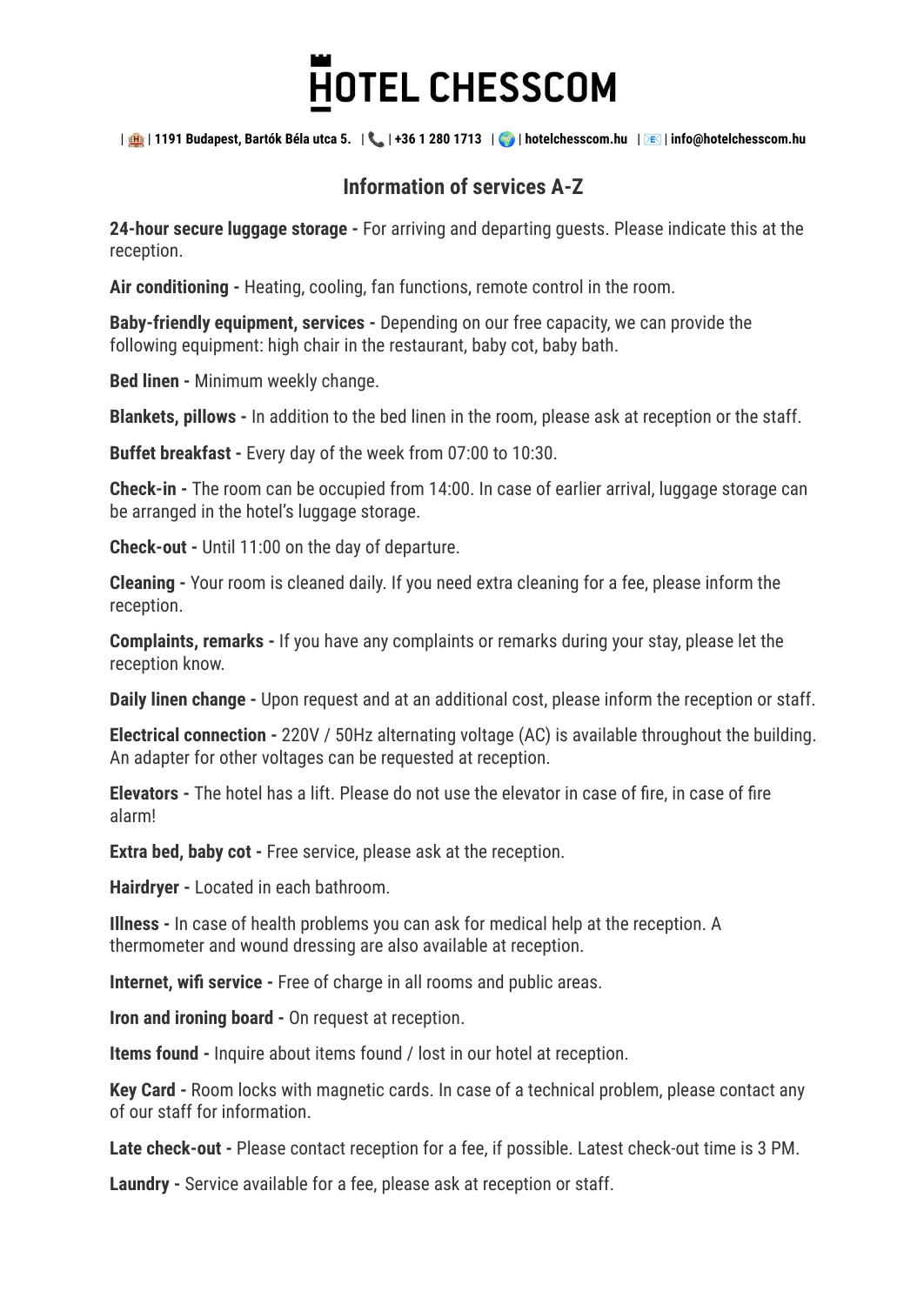# HOTEL CHESSCOM

| 🏨 | 1191 Budapest, Bartók Béla utca 5. | 📞 | +36 1 280 1713 | 🌍 | hotelchesscom.hu | 📧 | info@hotelchesscom.hu

## Information of services A-Z

**24-hour secure luggage storage -** For arriving and departing guests. Please indicate this at the reception.

**Air conditioning -** Heating, cooling, fan functions, remote control in the room.

**Baby-friendly equipment, services -** Depending on our free capacity, we can provide the following equipment: high chair in the restaurant, baby cot, baby bath.

**Bed linen -** Minimum weekly change.

**Blankets, pillows -** In addition to the bed linen in the room, please ask at reception or the staff.

**Buffet breakfast -** Every day of the week from 07:00 to 10:30.

**Check-in -** The room can be occupied from 14:00. In case of earlier arrival, luggage storage can be arranged in the hotel's luggage storage.

**Check-out -** Until 11:00 on the day of departure.

**Cleaning -** Your room is cleaned daily. If you need extra cleaning for a fee, please inform the reception.

**Complaints, remarks -** If you have any complaints or remarks during your stay, please let the reception know.

**Daily linen change -** Upon request and at an additional cost, please inform the reception or staff.

**Electrical connection -** 220V / 50Hz alternating voltage (AC) is available throughout the building. An adapter for other voltages can be requested at reception.

**Elevators -** The hotel has a lift. Please do not use the elevator in case of fire, in case of fire alarm!

**Extra bed, baby cot -** Free service, please ask at the reception.

**Hairdryer -** Located in each bathroom.

**Illness -** In case of health problems you can ask for medical help at the reception. A thermometer and wound dressing are also available at reception.

**Internet, wifi service -** Free of charge in all rooms and public areas.

**Iron and ironing board -** On request at reception.

**Items found -** Inquire about items found / lost in our hotel at reception.

**Key Card -** Room locks with magnetic cards. In case of a technical problem, please contact any of our staff for information.

**Late check-out -** Please contact reception for a fee, if possible. Latest check-out time is 3 PM.

**Laundry -** Service available for a fee, please ask at reception or staff.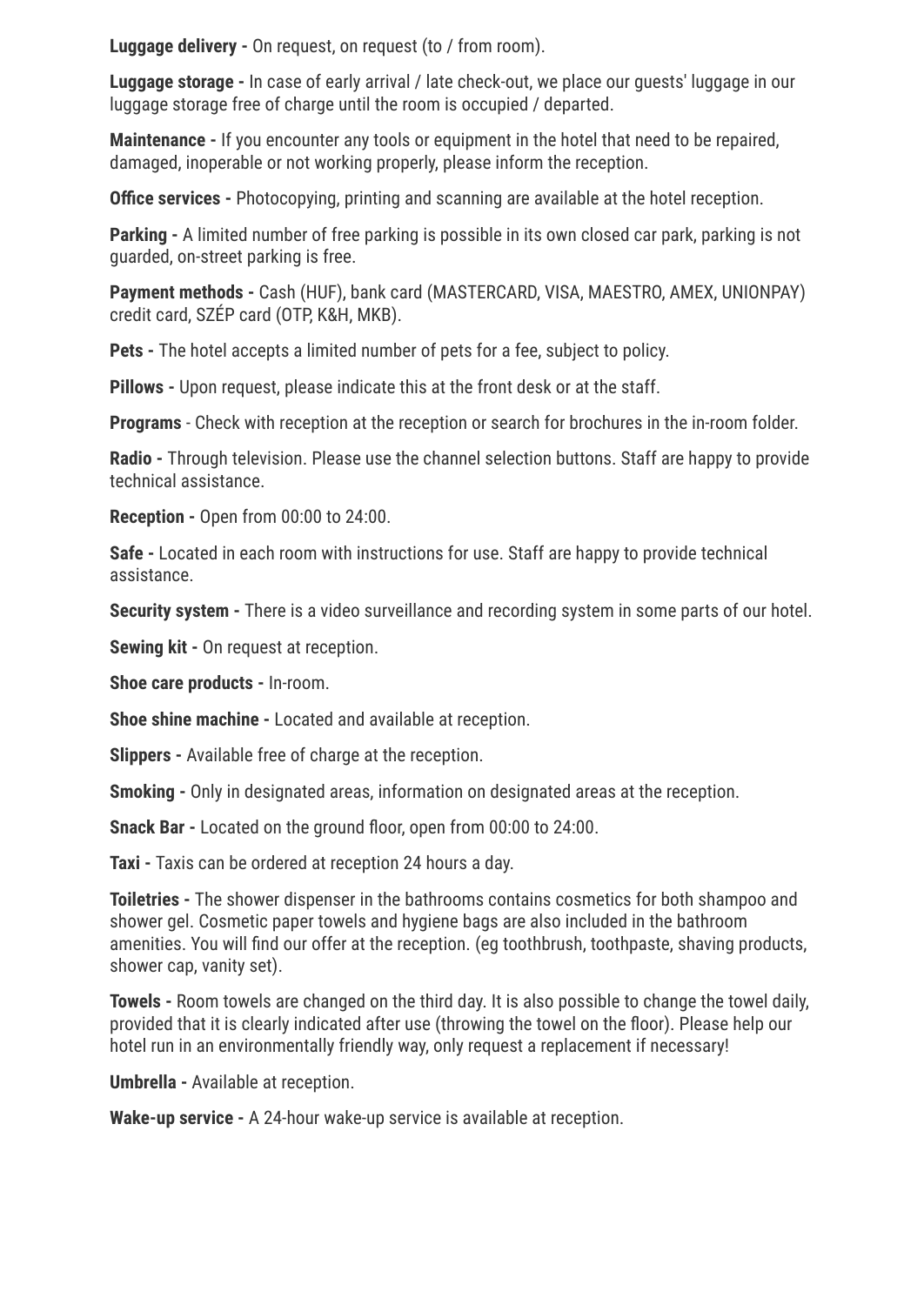**Luggage delivery -** On request, on request (to / from room).

**Luggage storage -** In case of early arrival / late check-out, we place our guests' luggage in our luggage storage free of charge until the room is occupied / departed.

**Maintenance -** If you encounter any tools or equipment in the hotel that need to be repaired, damaged, inoperable or not working properly, please inform the reception.

**Office services -** Photocopying, printing and scanning are available at the hotel reception.

**Parking -** A limited number of free parking is possible in its own closed car park, parking is not guarded, on-street parking is free.

**Payment methods -** Cash (HUF), bank card (MASTERCARD, VISA, MAESTRO, AMEX, UNIONPAY) credit card, SZÉP card (OTP, K&H, MKB).

**Pets -** The hotel accepts a limited number of pets for a fee, subject to policy.

**Pillows -** Upon request, please indicate this at the front desk or at the staff.

**Programs** - Check with reception at the reception or search for brochures in the in-room folder.

**Radio -** Through television. Please use the channel selection buttons. Staff are happy to provide technical assistance.

**Reception -** Open from 00:00 to 24:00.

**Safe -** Located in each room with instructions for use. Staff are happy to provide technical assistance.

**Security system -** There is a video surveillance and recording system in some parts of our hotel.

**Sewing kit -** On request at reception.

**Shoe care products -** In-room.

**Shoe shine machine -** Located and available at reception.

**Slippers -** Available free of charge at the reception.

**Smoking -** Only in designated areas, information on designated areas at the reception.

**Snack Bar -** Located on the ground floor, open from 00:00 to 24:00.

**Taxi -** Taxis can be ordered at reception 24 hours a day.

**Toiletries -** The shower dispenser in the bathrooms contains cosmetics for both shampoo and shower gel. Cosmetic paper towels and hygiene bags are also included in the bathroom amenities. You will find our offer at the reception. (eg toothbrush, toothpaste, shaving products, shower cap, vanity set).

**Towels -** Room towels are changed on the third day. It is also possible to change the towel daily, provided that it is clearly indicated after use (throwing the towel on the floor). Please help our hotel run in an environmentally friendly way, only request a replacement if necessary!

**Umbrella -** Available at reception.

**Wake-up service -** A 24-hour wake-up service is available at reception.